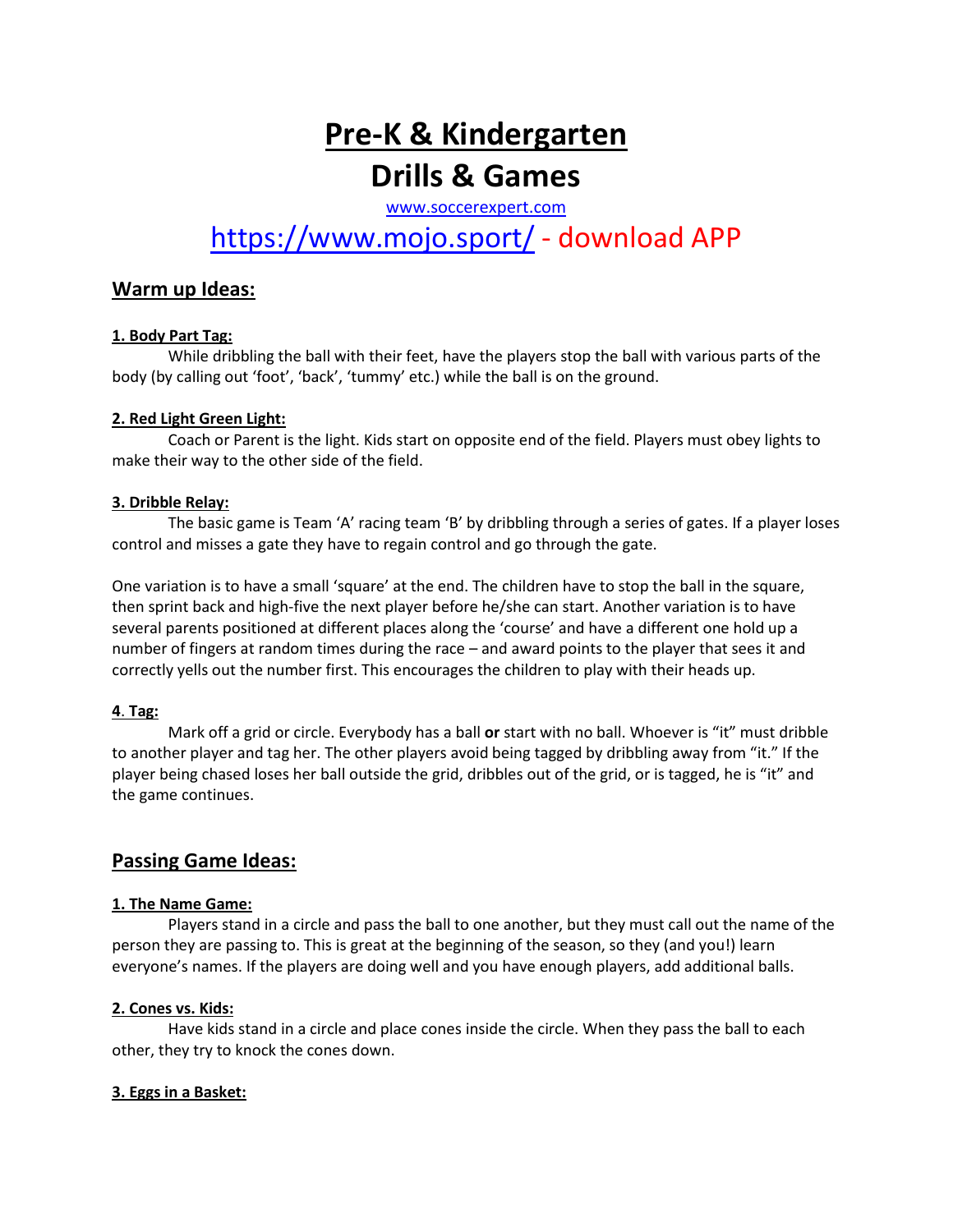# Pre-K & Kindergarten

# Drills & Games

www.soccerexpert.com

## https://www.mojo.sport/ - download APP

## Warm up Ideas:

**1. Body Part Tag:**

While dribbling the ball with their feet, have the players stop the ball with various parts of the body (by calling out 'foot', 'back', 'tummy' etc.) while the ball is on the ground.

**2. Red Light Green Light:**

Coach or Parent is the light. Kids start on opposite end of the field. Players must obey lights to make their way to the other side of the field.

**3. Dribble Relay:**

The basic game is Team 'A' racing team 'B' by dribbling through a series of gates. If a player loses control and misses a gate they have to regain control and go through the gate.

One variation is to have a small 'square' at the end. The children have to stop the ball in the square, then sprint back and high-five the next player before he/she can start. Another variation is to have several parents positioned at different places along the 'course' and have a different one hold up a number of fingers at random times during the race – and award points to the player that sees it and correctly yells out the number first. This encourages the children to play with their heads up.

**4. Tag:**

Mark off a grid or circle. Everybody has a ball **or** start with no ball. Whoever is "it" must dribble to another player and tag her. The other players avoid being tagged by dribbling away from "it." If the player being chased loses her ball outside the grid, dribbles out of the grid, or is tagged, he is "it" and the game continues.

## Passing Game Ideas:

**1. The Name Game:**

Players stand in a circle and pass the ball to one another, but they must call out the name of the person they are passing to. This is great at the beginning of the season, so they (and you!) learn everyone's names. If the players are doing well and you have enough players, add additional balls.

**2. Cones vs. Kids:**

Have kids stand in a circle and place cones inside the circle. When they pass the ball to each other, they try to knock the cones down.

**3. Eggs in a Basket:**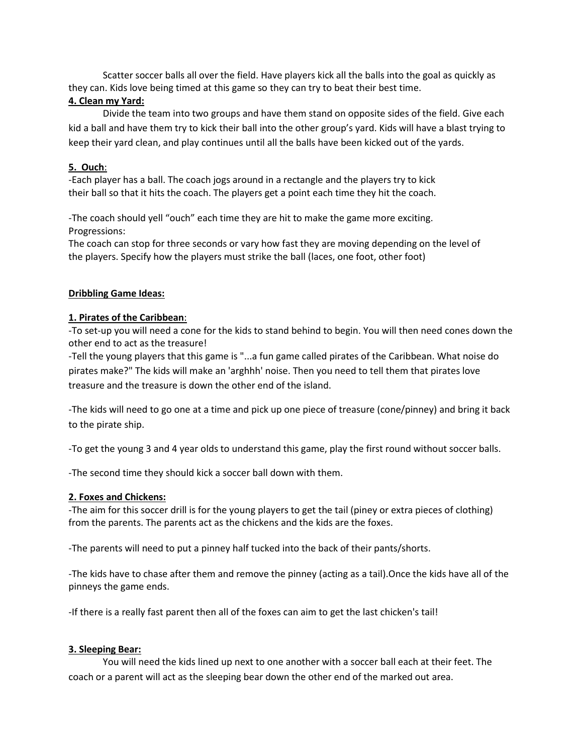Scatter soccer balls all over the field. Have players kick all the balls into the goal as quickly as they can. Kids love being timed at this game so they can try to beat their best time.

**4. Clean my Yard:**

Divide the team into two groups and have them stand on opposite sides of the field. Give each kid a ball and have them try to kick their ball into the other group's yard. Kids will have a blast trying to keep their yard clean, and play continues until all the balls have been kicked out of the yards.

**5. Ouch:**

-Each player has a ball. The coach jogs around in a rectangle and the players try to kick their ball so that it hits the coach. The players get a point each time they hit the coach.

-The coach should yell "ouch" each time they are hit to make the game more exciting.
Progressions:
The coach can stop for three seconds or vary how fast they are moving depending on the level of the players. Specify how the players must strike the ball (laces, one foot, other foot)

**Dribbling Game Ideas:**

**1. Pirates of the Caribbean:**

-To set-up you will need a cone for the kids to stand behind to begin. You will then need cones down the other end to act as the treasure!

-Tell the young players that this game is "...a fun game called pirates of the Caribbean. What noise do pirates make?" The kids will make an 'arghhh' noise. Then you need to tell them that pirates love treasure and the treasure is down the other end of the island.

-The kids will need to go one at a time and pick up one piece of treasure (cone/pinney) and bring it back to the pirate ship.

-To get the young 3 and 4 year olds to understand this game, play the first round without soccer balls.

-The second time they should kick a soccer ball down with them.

**2. Foxes and Chickens:**

-The aim for this soccer drill is for the young players to get the tail (piney or extra pieces of clothing) from the parents. The parents act as the chickens and the kids are the foxes.

-The parents will need to put a pinney half tucked into the back of their pants/shorts.

-The kids have to chase after them and remove the pinney (acting as a tail).Once the kids have all of the pinneys the game ends.

-If there is a really fast parent then all of the foxes can aim to get the last chicken's tail!

**3. Sleeping Bear:**

You will need the kids lined up next to one another with a soccer ball each at their feet. The coach or a parent will act as the sleeping bear down the other end of the marked out area.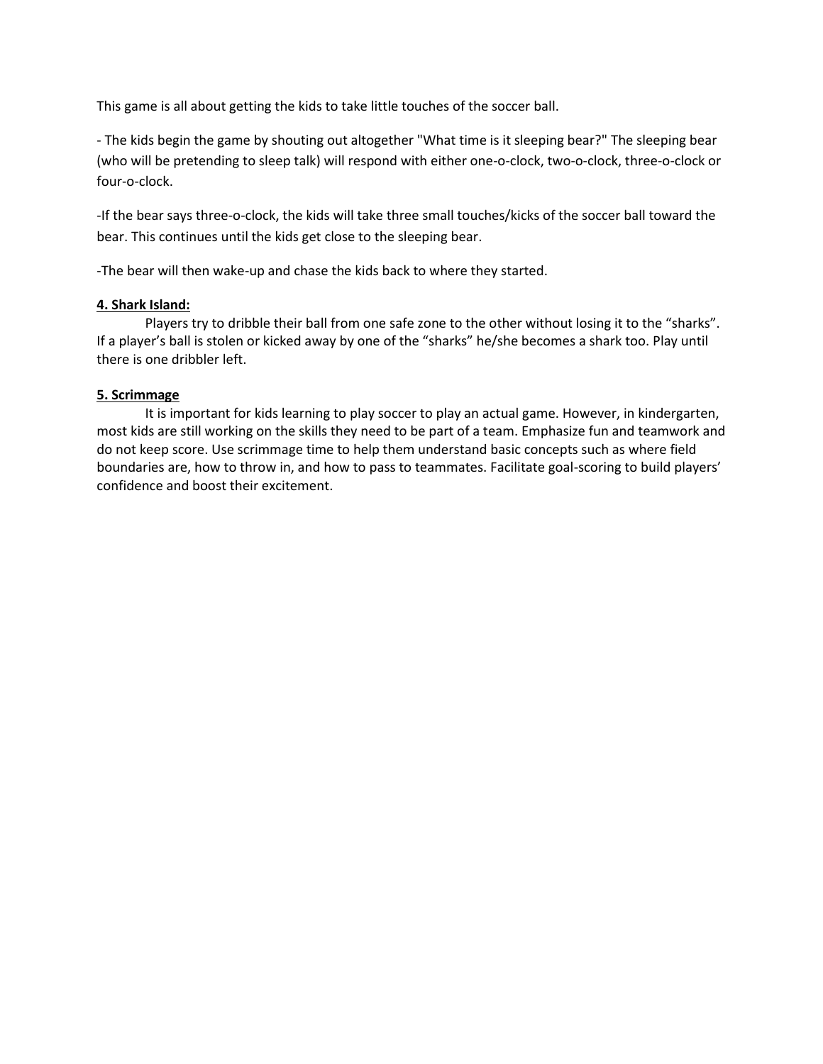This game is all about getting the kids to take little touches of the soccer ball.

- The kids begin the game by shouting out altogether "What time is it sleeping bear?" The sleeping bear (who will be pretending to sleep talk) will respond with either one-o-clock, two-o-clock, three-o-clock or four-o-clock.

-If the bear says three-o-clock, the kids will take three small touches/kicks of the soccer ball toward the bear. This continues until the kids get close to the sleeping bear.

-The bear will then wake-up and chase the kids back to where they started.

**4. Shark Island:**

Players try to dribble their ball from one safe zone to the other without losing it to the "sharks". If a player's ball is stolen or kicked away by one of the "sharks" he/she becomes a shark too. Play until there is one dribbler left.

**5. Scrimmage**

It is important for kids learning to play soccer to play an actual game. However, in kindergarten, most kids are still working on the skills they need to be part of a team. Emphasize fun and teamwork and do not keep score. Use scrimmage time to help them understand basic concepts such as where field boundaries are, how to throw in, and how to pass to teammates. Facilitate goal-scoring to build players' confidence and boost their excitement.